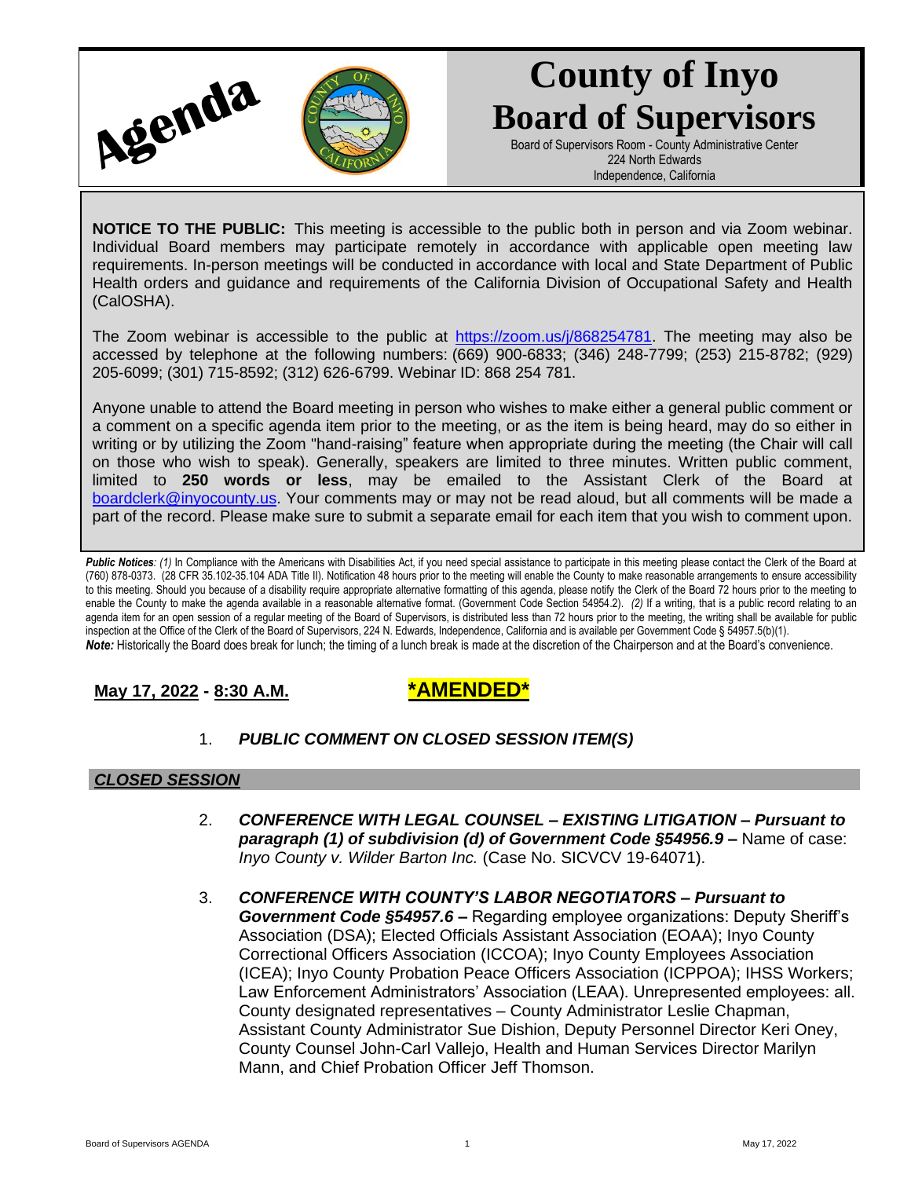# Agenda

# County of Inyo Board of Supervisors

Board of Supervisors Room - County Administrative Center
224 North Edwards
Independence, California

**NOTICE TO THE PUBLIC:** This meeting is accessible to the public both in person and via Zoom webinar. Individual Board members may participate remotely in accordance with applicable open meeting law requirements. In-person meetings will be conducted in accordance with local and State Department of Public Health orders and guidance and requirements of the California Division of Occupational Safety and Health (CalOSHA).

The Zoom webinar is accessible to the public at https://zoom.us/j/868254781. The meeting may also be accessed by telephone at the following numbers: (669) 900-6833; (346) 248-7799; (253) 215-8782; (929) 205-6099; (301) 715-8592; (312) 626-6799. Webinar ID: 868 254 781.

Anyone unable to attend the Board meeting in person who wishes to make either a general public comment or a comment on a specific agenda item prior to the meeting, or as the item is being heard, may do so either in writing or by utilizing the Zoom "hand-raising" feature when appropriate during the meeting (the Chair will call on those who wish to speak). Generally, speakers are limited to three minutes. Written public comment, limited to **250 words or less**, may be emailed to the Assistant Clerk of the Board at boardclerk@inyocounty.us. Your comments may or may not be read aloud, but all comments will be made a part of the record. Please make sure to submit a separate email for each item that you wish to comment upon.

***Public Notices**: (1)* In Compliance with the Americans with Disabilities Act, if you need special assistance to participate in this meeting please contact the Clerk of the Board at (760) 878-0373. (28 CFR 35.102-35.104 ADA Title II). Notification 48 hours prior to the meeting will enable the County to make reasonable arrangements to ensure accessibility to this meeting. Should you because of a disability require appropriate alternative formatting of this agenda, please notify the Clerk of the Board 72 hours prior to the meeting to enable the County to make the agenda available in a reasonable alternative format. (Government Code Section 54954.2). *(2)* If a writing, that is a public record relating to an agenda item for an open session of a regular meeting of the Board of Supervisors, is distributed less than 72 hours prior to the meeting, the writing shall be available for public inspection at the Office of the Clerk of the Board of Supervisors, 224 N. Edwards, Independence, California and is available per Government Code § 54957.5(b)(1).
***Note:*** Historically the Board does break for lunch; the timing of a lunch break is made at the discretion of the Chairperson and at the Board's convenience.

**May 17, 2022 - 8:30 A.M.** **\*AMENDED\***

1. ***PUBLIC COMMENT ON CLOSED SESSION ITEM(S)***

## *CLOSED SESSION*

2. ***CONFERENCE WITH LEGAL COUNSEL – EXISTING LITIGATION – Pursuant to paragraph (1) of subdivision (d) of Government Code §54956.9 –*** Name of case: *Inyo County v. Wilder Barton Inc.* (Case No. SICVCV 19-64071).

3. ***CONFERENCE WITH COUNTY'S LABOR NEGOTIATORS – Pursuant to Government Code §54957.6 –*** Regarding employee organizations: Deputy Sheriff's Association (DSA); Elected Officials Assistant Association (EOAA); Inyo County Correctional Officers Association (ICCOA); Inyo County Employees Association (ICEA); Inyo County Probation Peace Officers Association (ICPPOA); IHSS Workers; Law Enforcement Administrators' Association (LEAA). Unrepresented employees: all. County designated representatives – County Administrator Leslie Chapman, Assistant County Administrator Sue Dishion, Deputy Personnel Director Keri Oney, County Counsel John-Carl Vallejo, Health and Human Services Director Marilyn Mann, and Chief Probation Officer Jeff Thomson.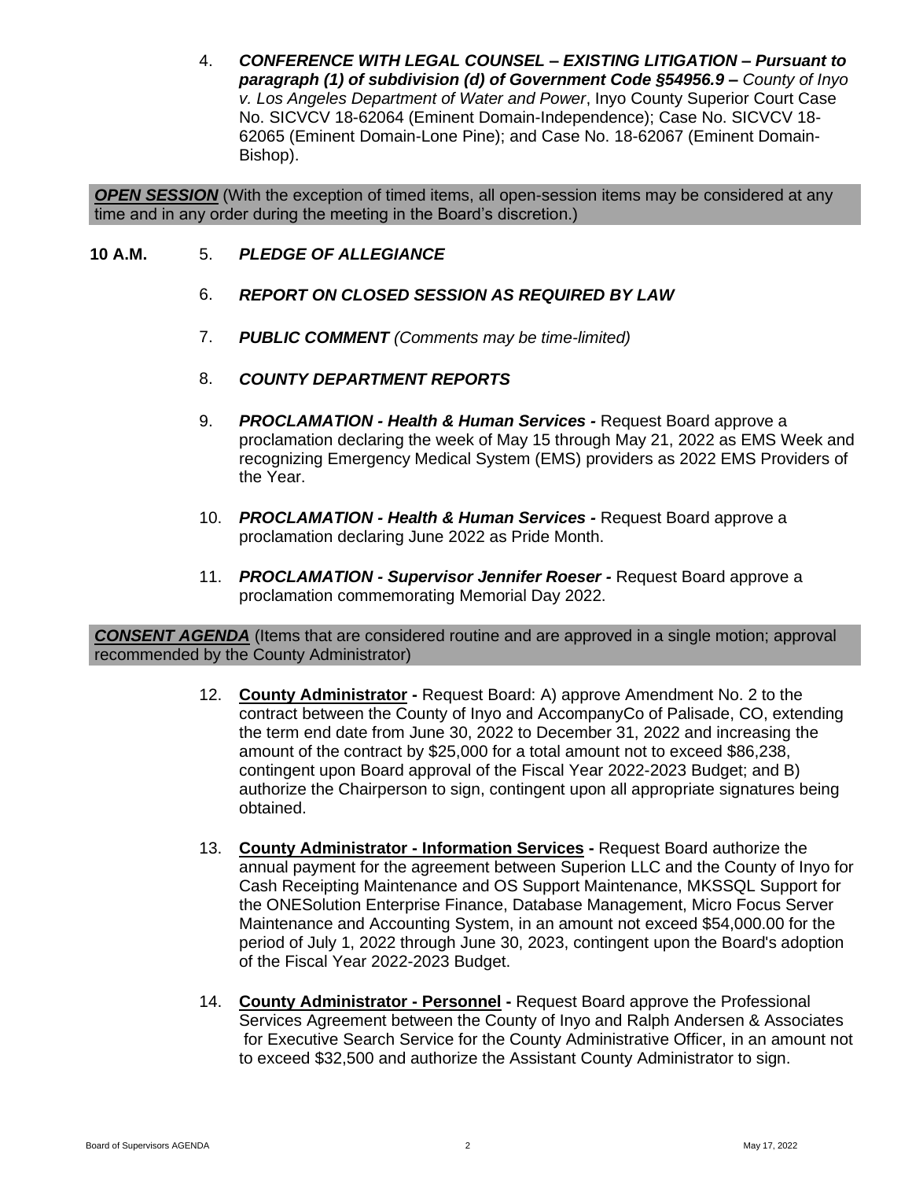4. ***CONFERENCE WITH LEGAL COUNSEL – EXISTING LITIGATION – Pursuant to paragraph (1) of subdivision (d) of Government Code §54956.9 –*** *County of Inyo v. Los Angeles Department of Water and Power*, Inyo County Superior Court Case No. SICVCV 18-62064 (Eminent Domain-Independence); Case No. SICVCV 18-62065 (Eminent Domain-Lone Pine); and Case No. 18-62067 (Eminent Domain-Bishop).

***OPEN SESSION*** (With the exception of timed items, all open-session items may be considered at any time and in any order during the meeting in the Board's discretion.)

**10 A.M.** 5. ***PLEDGE OF ALLEGIANCE***

6. ***REPORT ON CLOSED SESSION AS REQUIRED BY LAW***

7. ***PUBLIC COMMENT*** *(Comments may be time-limited)*

8. ***COUNTY DEPARTMENT REPORTS***

9. ***PROCLAMATION - Health & Human Services -*** Request Board approve a proclamation declaring the week of May 15 through May 21, 2022 as EMS Week and recognizing Emergency Medical System (EMS) providers as 2022 EMS Providers of the Year.

10. ***PROCLAMATION - Health & Human Services -*** Request Board approve a proclamation declaring June 2022 as Pride Month.

11. ***PROCLAMATION - Supervisor Jennifer Roeser -*** Request Board approve a proclamation commemorating Memorial Day 2022.

***CONSENT AGENDA*** (Items that are considered routine and are approved in a single motion; approval recommended by the County Administrator)

12. **County Administrator -** Request Board: A) approve Amendment No. 2 to the contract between the County of Inyo and AccompanyCo of Palisade, CO, extending the term end date from June 30, 2022 to December 31, 2022 and increasing the amount of the contract by $25,000 for a total amount not to exceed $86,238, contingent upon Board approval of the Fiscal Year 2022-2023 Budget; and B) authorize the Chairperson to sign, contingent upon all appropriate signatures being obtained.

13. **County Administrator - Information Services -** Request Board authorize the annual payment for the agreement between Superion LLC and the County of Inyo for Cash Receipting Maintenance and OS Support Maintenance, MKSSQL Support for the ONESolution Enterprise Finance, Database Management, Micro Focus Server Maintenance and Accounting System, in an amount not exceed $54,000.00 for the period of July 1, 2022 through June 30, 2023, contingent upon the Board's adoption of the Fiscal Year 2022-2023 Budget.

14. **County Administrator - Personnel -** Request Board approve the Professional Services Agreement between the County of Inyo and Ralph Andersen & Associates for Executive Search Service for the County Administrative Officer, in an amount not to exceed $32,500 and authorize the Assistant County Administrator to sign.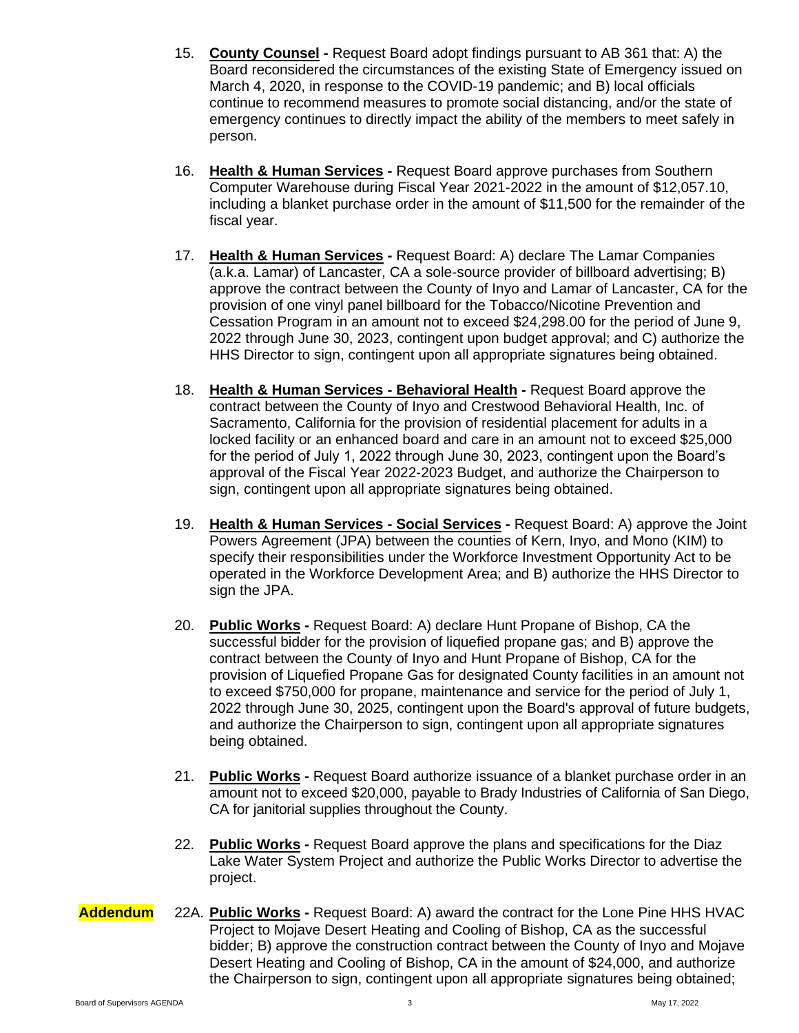15. **County Counsel -** Request Board adopt findings pursuant to AB 361 that: A) the Board reconsidered the circumstances of the existing State of Emergency issued on March 4, 2020, in response to the COVID-19 pandemic; and B) local officials continue to recommend measures to promote social distancing, and/or the state of emergency continues to directly impact the ability of the members to meet safely in person.

16. **Health & Human Services -** Request Board approve purchases from Southern Computer Warehouse during Fiscal Year 2021-2022 in the amount of $12,057.10, including a blanket purchase order in the amount of $11,500 for the remainder of the fiscal year.

17. **Health & Human Services -** Request Board: A) declare The Lamar Companies (a.k.a. Lamar) of Lancaster, CA a sole-source provider of billboard advertising; B) approve the contract between the County of Inyo and Lamar of Lancaster, CA for the provision of one vinyl panel billboard for the Tobacco/Nicotine Prevention and Cessation Program in an amount not to exceed $24,298.00 for the period of June 9, 2022 through June 30, 2023, contingent upon budget approval; and C) authorize the HHS Director to sign, contingent upon all appropriate signatures being obtained.

18. **Health & Human Services - Behavioral Health -** Request Board approve the contract between the County of Inyo and Crestwood Behavioral Health, Inc. of Sacramento, California for the provision of residential placement for adults in a locked facility or an enhanced board and care in an amount not to exceed $25,000 for the period of July 1, 2022 through June 30, 2023, contingent upon the Board's approval of the Fiscal Year 2022-2023 Budget, and authorize the Chairperson to sign, contingent upon all appropriate signatures being obtained.

19. **Health & Human Services - Social Services -** Request Board: A) approve the Joint Powers Agreement (JPA) between the counties of Kern, Inyo, and Mono (KIM) to specify their responsibilities under the Workforce Investment Opportunity Act to be operated in the Workforce Development Area; and B) authorize the HHS Director to sign the JPA.

20. **Public Works -** Request Board: A) declare Hunt Propane of Bishop, CA the successful bidder for the provision of liquefied propane gas; and B) approve the contract between the County of Inyo and Hunt Propane of Bishop, CA for the provision of Liquefied Propane Gas for designated County facilities in an amount not to exceed $750,000 for propane, maintenance and service for the period of July 1, 2022 through June 30, 2025, contingent upon the Board's approval of future budgets, and authorize the Chairperson to sign, contingent upon all appropriate signatures being obtained.

21. **Public Works -** Request Board authorize issuance of a blanket purchase order in an amount not to exceed $20,000, payable to Brady Industries of California of San Diego, CA for janitorial supplies throughout the County.

22. **Public Works -** Request Board approve the plans and specifications for the Diaz Lake Water System Project and authorize the Public Works Director to advertise the project.

**Addendum** 22A. **Public Works -** Request Board: A) award the contract for the Lone Pine HHS HVAC Project to Mojave Desert Heating and Cooling of Bishop, CA as the successful bidder; B) approve the construction contract between the County of Inyo and Mojave Desert Heating and Cooling of Bishop, CA in the amount of $24,000, and authorize the Chairperson to sign, contingent upon all appropriate signatures being obtained;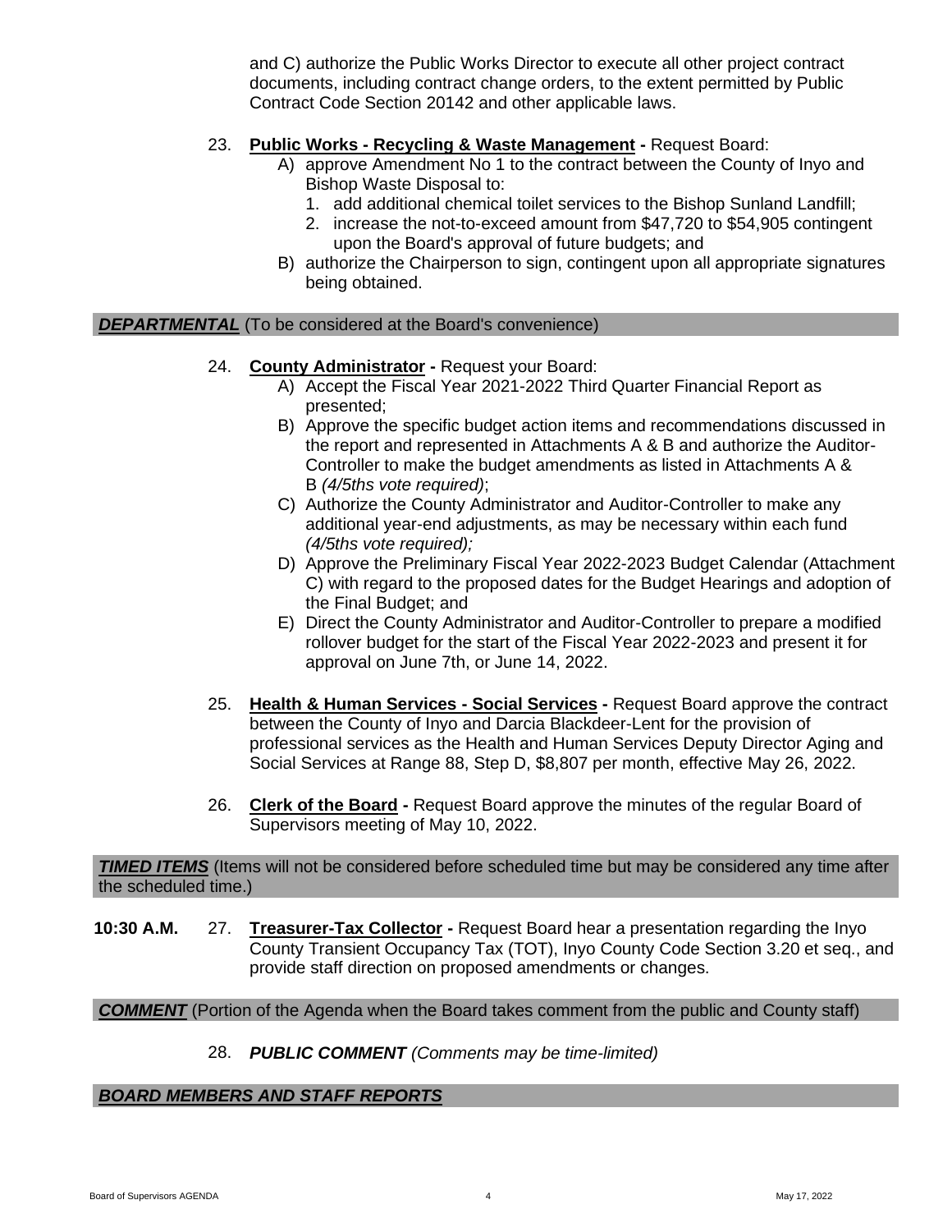and C) authorize the Public Works Director to execute all other project contract documents, including contract change orders, to the extent permitted by Public Contract Code Section 20142 and other applicable laws.

23. **Public Works - Recycling & Waste Management -** Request Board:
    A) approve Amendment No 1 to the contract between the County of Inyo and Bishop Waste Disposal to:
        1. add additional chemical toilet services to the Bishop Sunland Landfill;
        2. increase the not-to-exceed amount from $47,720 to $54,905 contingent upon the Board's approval of future budgets; and
    B) authorize the Chairperson to sign, contingent upon all appropriate signatures being obtained.

***DEPARTMENTAL*** (To be considered at the Board's convenience)

24. **County Administrator -** Request your Board:
    A) Accept the Fiscal Year 2021-2022 Third Quarter Financial Report as presented;
    B) Approve the specific budget action items and recommendations discussed in the report and represented in Attachments A & B and authorize the Auditor-Controller to make the budget amendments as listed in Attachments A & B *(4/5ths vote required)*;
    C) Authorize the County Administrator and Auditor-Controller to make any additional year-end adjustments, as may be necessary within each fund *(4/5ths vote required);*
    D) Approve the Preliminary Fiscal Year 2022-2023 Budget Calendar (Attachment C) with regard to the proposed dates for the Budget Hearings and adoption of the Final Budget; and
    E) Direct the County Administrator and Auditor-Controller to prepare a modified rollover budget for the start of the Fiscal Year 2022-2023 and present it for approval on June 7th, or June 14, 2022.

25. **Health & Human Services - Social Services -** Request Board approve the contract between the County of Inyo and Darcia Blackdeer-Lent for the provision of professional services as the Health and Human Services Deputy Director Aging and Social Services at Range 88, Step D, $8,807 per month, effective May 26, 2022.

26. **Clerk of the Board -** Request Board approve the minutes of the regular Board of Supervisors meeting of May 10, 2022.

***TIMED ITEMS*** (Items will not be considered before scheduled time but may be considered any time after the scheduled time.)

**10:30 A.M.** 27. **Treasurer-Tax Collector -** Request Board hear a presentation regarding the Inyo County Transient Occupancy Tax (TOT), Inyo County Code Section 3.20 et seq., and provide staff direction on proposed amendments or changes.

***COMMENT*** (Portion of the Agenda when the Board takes comment from the public and County staff)

28. ***PUBLIC COMMENT*** *(Comments may be time-limited)*

***BOARD MEMBERS AND STAFF REPORTS***